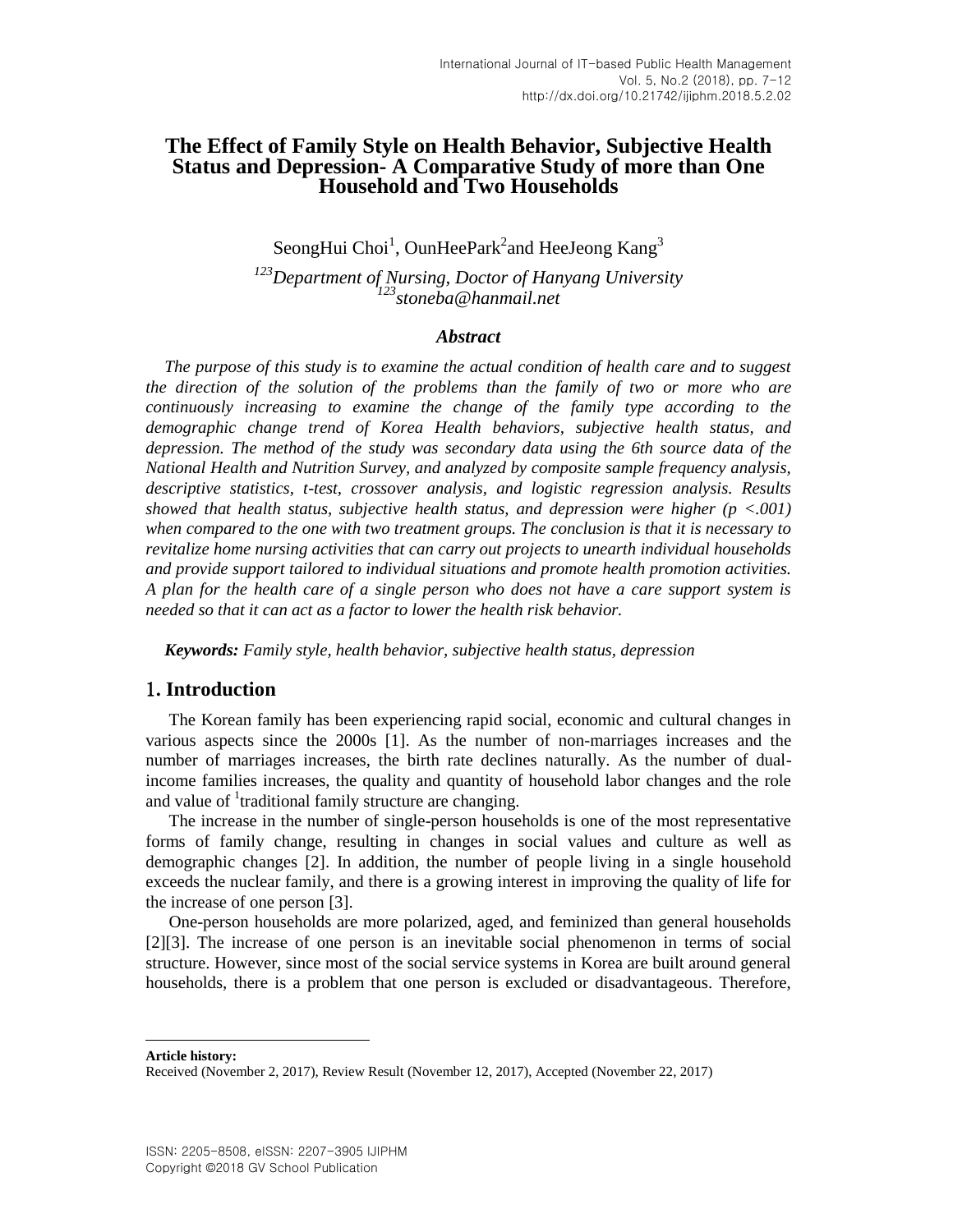# The Effect of Family Style on Health Behavior, Subjective Health Status and Depression- A Comparative Study of more than One Household and Two Households

SeongHui Choi[1], OunHeePark[2]and HeeJeong Kang[3]

[123]*Department of Nursing, Doctor of Hanyang University*
[123]*stoneba@hanmail.net*

## *Abstract*

*The purpose of this study is to examine the actual condition of health care and to suggest the direction of the solution of the problems than the family of two or more who are continuously increasing to examine the change of the family type according to the demographic change trend of Korea Health behaviors, subjective health status, and depression. The method of the study was secondary data using the 6th source data of the National Health and Nutrition Survey, and analyzed by composite sample frequency analysis, descriptive statistics, t-test, crossover analysis, and logistic regression analysis. Results showed that health status, subjective health status, and depression were higher ($p < .001$) when compared to the one with two treatment groups. The conclusion is that it is necessary to revitalize home nursing activities that can carry out projects to unearth individual households and provide support tailored to individual situations and promote health promotion activities. A plan for the health care of a single person who does not have a care support system is needed so that it can act as a factor to lower the health risk behavior.*

**Keywords:** *Family style, health behavior, subjective health status, depression*

## 1. Introduction

The Korean family has been experiencing rapid social, economic and cultural changes in various aspects since the 2000s [1]. As the number of non-marriages increases and the number of marriages increases, the birth rate declines naturally. As the number of dual-income families increases, the quality and quantity of household labor changes and the role and value of [1]traditional family structure are changing.

The increase in the number of single-person households is one of the most representative forms of family change, resulting in changes in social values and culture as well as demographic changes [2]. In addition, the number of people living in a single household exceeds the nuclear family, and there is a growing interest in improving the quality of life for the increase of one person [3].

One-person households are more polarized, aged, and feminized than general households [2][3]. The increase of one person is an inevitable social phenomenon in terms of social structure. However, since most of the social service systems in Korea are built around general households, there is a problem that one person is excluded or disadvantageous. Therefore,

---

**Article history:**
Received (November 2, 2017), Review Result (November 12, 2017), Accepted (November 22, 2017)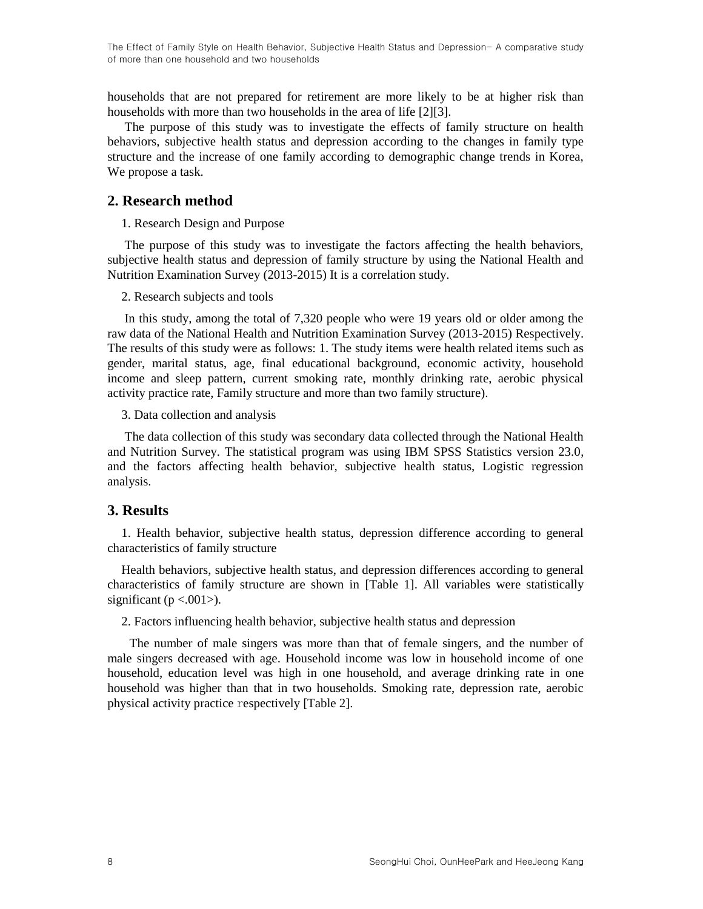households that are not prepared for retirement are more likely to be at higher risk than households with more than two households in the area of life [2][3].

The purpose of this study was to investigate the effects of family structure on health behaviors, subjective health status and depression according to the changes in family type structure and the increase of one family according to demographic change trends in Korea, We propose a task.

## 2. Research method

1. Research Design and Purpose

The purpose of this study was to investigate the factors affecting the health behaviors, subjective health status and depression of family structure by using the National Health and Nutrition Examination Survey (2013-2015) It is a correlation study.

2. Research subjects and tools

In this study, among the total of 7,320 people who were 19 years old or older among the raw data of the National Health and Nutrition Examination Survey (2013-2015) Respectively. The results of this study were as follows: 1. The study items were health related items such as gender, marital status, age, final educational background, economic activity, household income and sleep pattern, current smoking rate, monthly drinking rate, aerobic physical activity practice rate, Family structure and more than two family structure).

3. Data collection and analysis

The data collection of this study was secondary data collected through the National Health and Nutrition Survey. The statistical program was using IBM SPSS Statistics version 23.0, and the factors affecting health behavior, subjective health status, Logistic regression analysis.

## 3. Results

1. Health behavior, subjective health status, depression difference according to general characteristics of family structure

Health behaviors, subjective health status, and depression differences according to general characteristics of family structure are shown in [Table 1]. All variables were statistically significant (p <.001>).

2. Factors influencing health behavior, subjective health status and depression

The number of male singers was more than that of female singers, and the number of male singers decreased with age. Household income was low in household income of one household, education level was high in one household, and average drinking rate in one household was higher than that in two households. Smoking rate, depression rate, aerobic physical activity practice respectively [Table 2].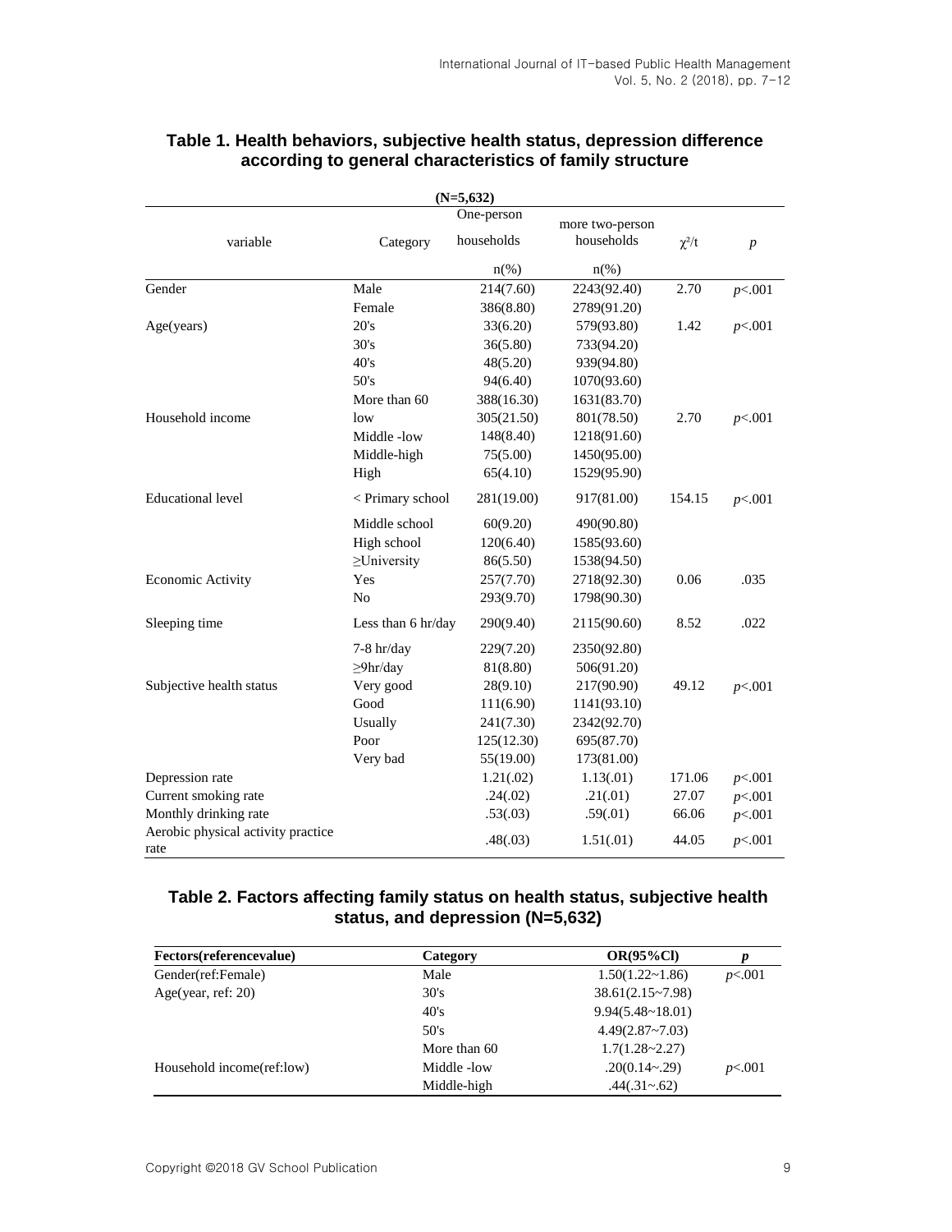**Table 1. Health behaviors, subjective health status, depression difference according to general characteristics of family structure**

(N=5,632)

| variable | Category | One-person households n(%) | more two-person households n(%) | $\chi^2$/t | $p$ |
|---|---|---|---|---|---|
| Gender | Male | 214(7.60) | 2243(92.40) | 2.70 | $p$<.001 |
| | Female | 386(8.80) | 2789(91.20) | | |
| Age(years) | 20's | 33(6.20) | 579(93.80) | 1.42 | $p$<.001 |
| | 30's | 36(5.80) | 733(94.20) | | |
| | 40's | 48(5.20) | 939(94.80) | | |
| | 50's | 94(6.40) | 1070(93.60) | | |
| | More than 60 | 388(16.30) | 1631(83.70) | | |
| Household income | low | 305(21.50) | 801(78.50) | 2.70 | $p$<.001 |
| | Middle -low | 148(8.40) | 1218(91.60) | | |
| | Middle-high | 75(5.00) | 1450(95.00) | | |
| | High | 65(4.10) | 1529(95.90) | | |
| Educational level | < Primary school | 281(19.00) | 917(81.00) | 154.15 | $p$<.001 |
| | Middle school | 60(9.20) | 490(90.80) | | |
| | High school | 120(6.40) | 1585(93.60) | | |
| | ≥University | 86(5.50) | 1538(94.50) | | |
| Economic Activity | Yes | 257(7.70) | 2718(92.30) | 0.06 | .035 |
| | No | 293(9.70) | 1798(90.30) | | |
| Sleeping time | Less than 6 hr/day | 290(9.40) | 2115(90.60) | 8.52 | .022 |
| | 7-8 hr/day | 229(7.20) | 2350(92.80) | | |
| | ≥9hr/day | 81(8.80) | 506(91.20) | | |
| Subjective health status | Very good | 28(9.10) | 217(90.90) | 49.12 | $p$<.001 |
| | Good | 111(6.90) | 1141(93.10) | | |
| | Usually | 241(7.30) | 2342(92.70) | | |
| | Poor | 125(12.30) | 695(87.70) | | |
| | Very bad | 55(19.00) | 173(81.00) | | |
| Depression rate | | 1.21(.02) | 1.13(.01) | 171.06 | $p$<.001 |
| Current smoking rate | | .24(.02) | .21(.01) | 27.07 | $p$<.001 |
| Monthly drinking rate | | .53(.03) | .59(.01) | 66.06 | $p$<.001 |
| Aerobic physical activity practice rate | | .48(.03) | 1.51(.01) | 44.05 | $p$<.001 |

**Table 2. Factors affecting family status on health status, subjective health status, and depression (N=5,632)**

| Fectors(referencevalue) | Category | OR(95%Cl) | $p$ |
|---|---|---|---|
| Gender(ref:Female) | Male | 1.50(1.22~1.86) | $p$<.001 |
| Age(year, ref: 20) | 30's | 38.61(2.15~7.98) | |
| | 40's | 9.94(5.48~18.01) | |
| | 50's | 4.49(2.87~7.03) | |
| | More than 60 | 1.7(1.28~2.27) | |
| Household income(ref:low) | Middle -low | .20(0.14~.29) | $p$<.001 |
| | Middle-high | .44(.31~.62) | |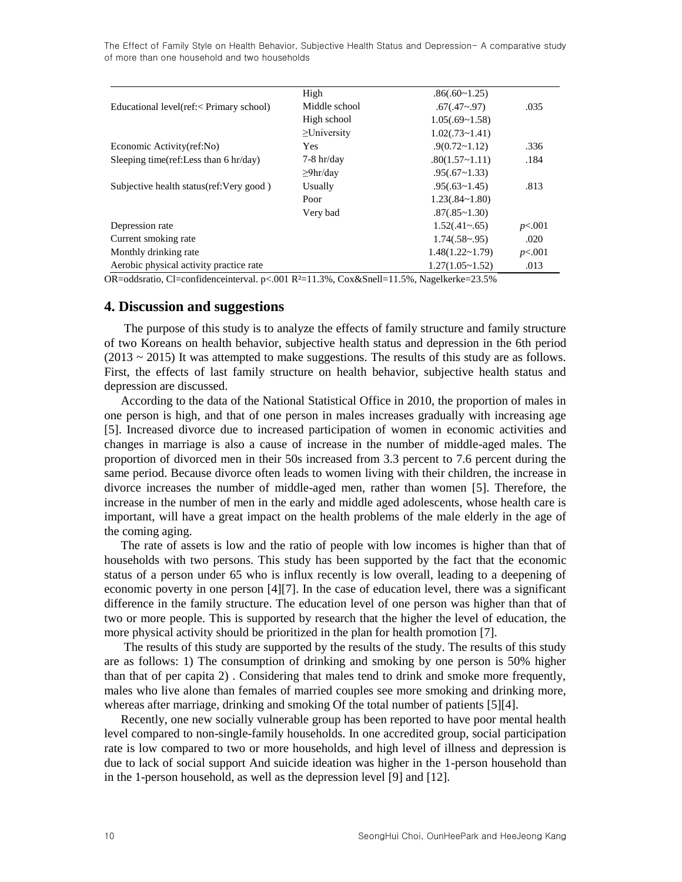| | | | |
|---|---|---|---|
| | High | .86(.60~1.25) | |
| Educational level(ref:< Primary school) | Middle school | .67(.47~.97) | .035 |
| | High school | 1.05(.69~1.58) | |
| | ≥University | 1.02(.73~1.41) | |
| Economic Activity(ref:No) | Yes | .9(0.72~1.12) | .336 |
| Sleeping time(ref:Less than 6 hr/day) | 7-8 hr/day | .80(1.57~1.11) | .184 |
| | ≥9hr/day | .95(.67~1.33) | |
| Subjective health status(ref:Very good ) | Usually | .95(.63~1.45) | .813 |
| | Poor | 1.23(.84~1.80) | |
| | Very bad | .87(.85~1.30) | |
| Depression rate | | 1.52(.41~.65) | $p$<.001 |
| Current smoking rate | | 1.74(.58~.95) | .020 |
| Monthly drinking rate | | 1.48(1.22~1.79) | $p$<.001 |
| Aerobic physical activity practice rate | | 1.27(1.05~1.52) | .013 |

OR=oddsratio, Cl=confidenceinterval. p<.001 $R^2$=11.3%, Cox&Snell=11.5%, Nagelkerke=23.5%

## 4. Discussion and suggestions

The purpose of this study is to analyze the effects of family structure and family structure of two Koreans on health behavior, subjective health status and depression in the 6th period (2013 ~ 2015) It was attempted to make suggestions. The results of this study are as follows. First, the effects of last family structure on health behavior, subjective health status and depression are discussed.

According to the data of the National Statistical Office in 2010, the proportion of males in one person is high, and that of one person in males increases gradually with increasing age [5]. Increased divorce due to increased participation of women in economic activities and changes in marriage is also a cause of increase in the number of middle-aged males. The proportion of divorced men in their 50s increased from 3.3 percent to 7.6 percent during the same period. Because divorce often leads to women living with their children, the increase in divorce increases the number of middle-aged men, rather than women [5]. Therefore, the increase in the number of men in the early and middle aged adolescents, whose health care is important, will have a great impact on the health problems of the male elderly in the age of the coming aging.

The rate of assets is low and the ratio of people with low incomes is higher than that of households with two persons. This study has been supported by the fact that the economic status of a person under 65 who is influx recently is low overall, leading to a deepening of economic poverty in one person [4][7]. In the case of education level, there was a significant difference in the family structure. The education level of one person was higher than that of two or more people. This is supported by research that the higher the level of education, the more physical activity should be prioritized in the plan for health promotion [7].

The results of this study are supported by the results of the study. The results of this study are as follows: 1) The consumption of drinking and smoking by one person is 50% higher than that of per capita 2) . Considering that males tend to drink and smoke more frequently, males who live alone than females of married couples see more smoking and drinking more, whereas after marriage, drinking and smoking Of the total number of patients [5][4].

Recently, one new socially vulnerable group has been reported to have poor mental health level compared to non-single-family households. In one accredited group, social participation rate is low compared to two or more households, and high level of illness and depression is due to lack of social support And suicide ideation was higher in the 1-person household than in the 1-person household, as well as the depression level [9] and [12].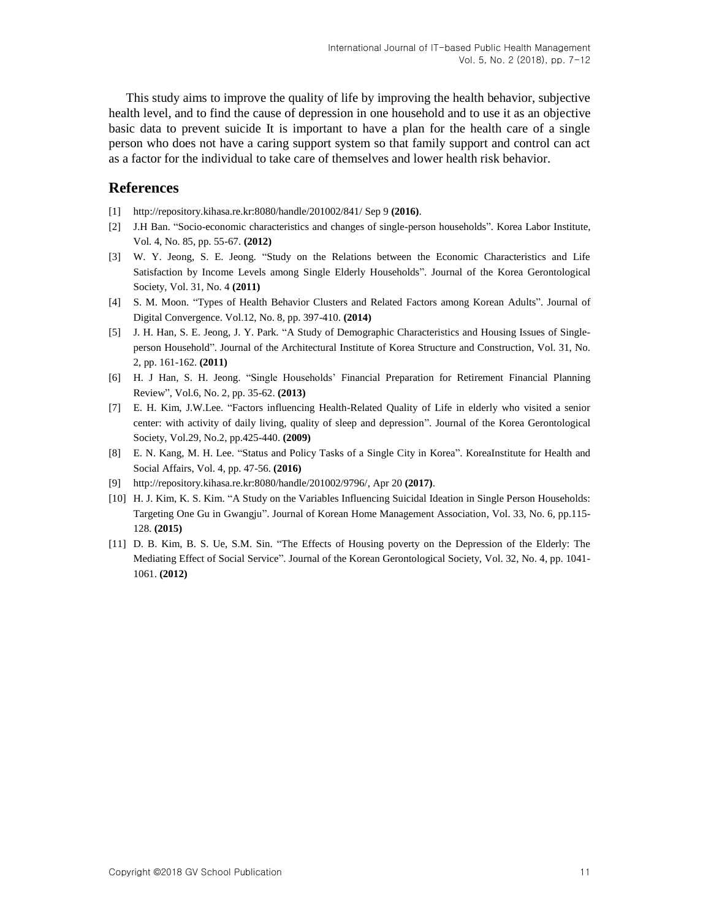This study aims to improve the quality of life by improving the health behavior, subjective health level, and to find the cause of depression in one household and to use it as an objective basic data to prevent suicide It is important to have a plan for the health care of a single person who does not have a caring support system so that family support and control can act as a factor for the individual to take care of themselves and lower health risk behavior.

## References

[1] http://repository.kihasa.re.kr:8080/handle/201002/841/ Sep 9 **(2016)**.

[2] J.H Ban. "Socio-economic characteristics and changes of single-person households". Korea Labor Institute, Vol. 4, No. 85, pp. 55-67. **(2012)**

[3] W. Y. Jeong, S. E. Jeong. "Study on the Relations between the Economic Characteristics and Life Satisfaction by Income Levels among Single Elderly Households". Journal of the Korea Gerontological Society, Vol. 31, No. 4 **(2011)**

[4] S. M. Moon. "Types of Health Behavior Clusters and Related Factors among Korean Adults". Journal of Digital Convergence. Vol.12, No. 8, pp. 397-410. **(2014)**

[5] J. H. Han, S. E. Jeong, J. Y. Park. "A Study of Demographic Characteristics and Housing Issues of Single-person Household". Journal of the Architectural Institute of Korea Structure and Construction, Vol. 31, No. 2, pp. 161-162. **(2011)**

[6] H. J Han, S. H. Jeong. "Single Households' Financial Preparation for Retirement Financial Planning Review", Vol.6, No. 2, pp. 35-62. **(2013)**

[7] E. H. Kim, J.W.Lee. "Factors influencing Health-Related Quality of Life in elderly who visited a senior center: with activity of daily living, quality of sleep and depression". Journal of the Korea Gerontological Society, Vol.29, No.2, pp.425-440. **(2009)**

[8] E. N. Kang, M. H. Lee. "Status and Policy Tasks of a Single City in Korea". KoreaInstitute for Health and Social Affairs, Vol. 4, pp. 47-56. **(2016)**

[9] http://repository.kihasa.re.kr:8080/handle/201002/9796/, Apr 20 **(2017)**.

[10] H. J. Kim, K. S. Kim. "A Study on the Variables Influencing Suicidal Ideation in Single Person Households: Targeting One Gu in Gwangju". Journal of Korean Home Management Association, Vol. 33, No. 6, pp.115-128. **(2015)**

[11] D. B. Kim, B. S. Ue, S.M. Sin. "The Effects of Housing poverty on the Depression of the Elderly: The Mediating Effect of Social Service". Journal of the Korean Gerontological Society, Vol. 32, No. 4, pp. 1041-1061. **(2012)**